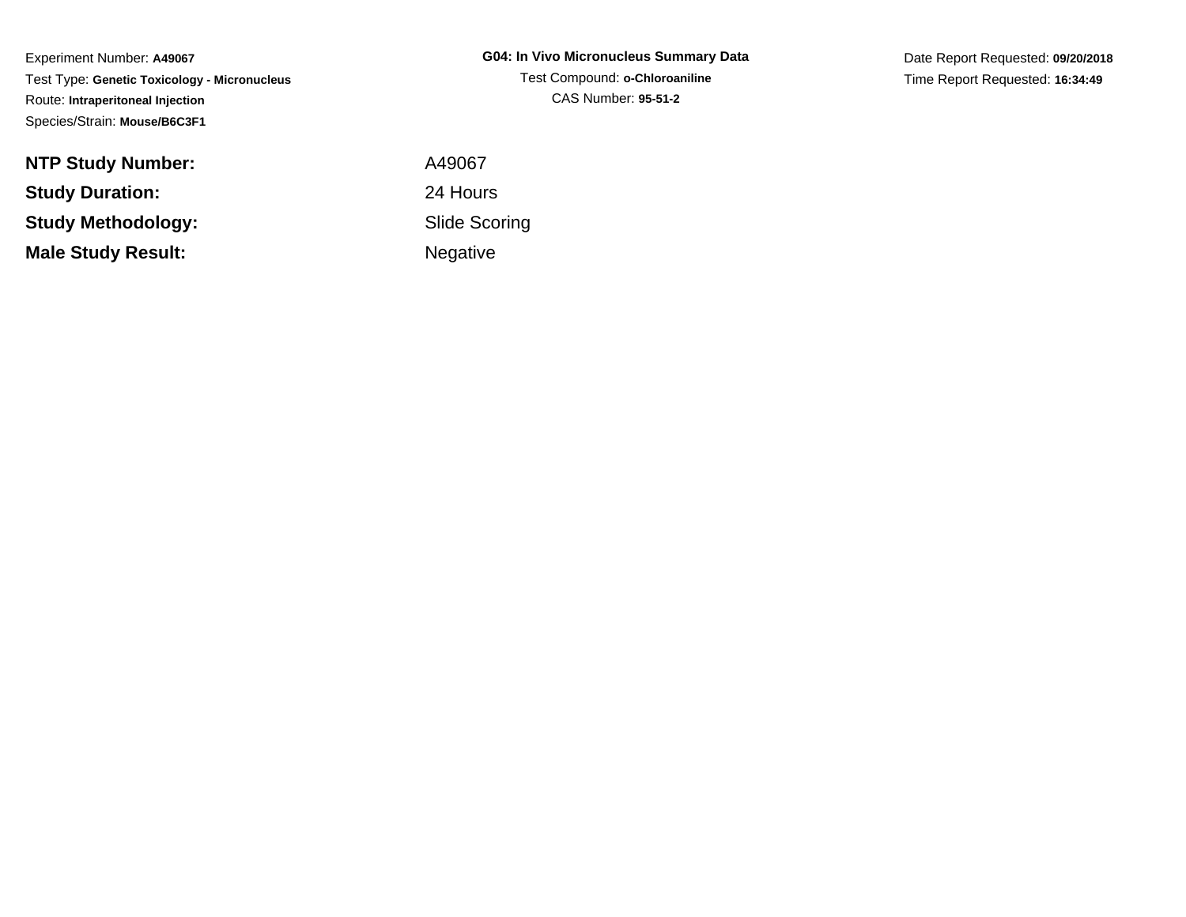Experiment Number: **A49067**

Test Type: **Genetic Toxicology - Micronucleus**

Route: **Intraperitoneal Injection**

Species/Strain: **Mouse/B6C3F1**

**G04: In Vivo Micronucleus Summary Data**

Test Compound: **o-Chloroaniline**

CAS Number: **95-51-2**

Date Report Requested: **09/20/2018**

Time Report Requested: **16:34:49**

| | |
|---|---|
| **NTP Study Number:** | A49067 |
| **Study Duration:** | 24 Hours |
| **Study Methodology:** | Slide Scoring |
| **Male Study Result:** | Negative |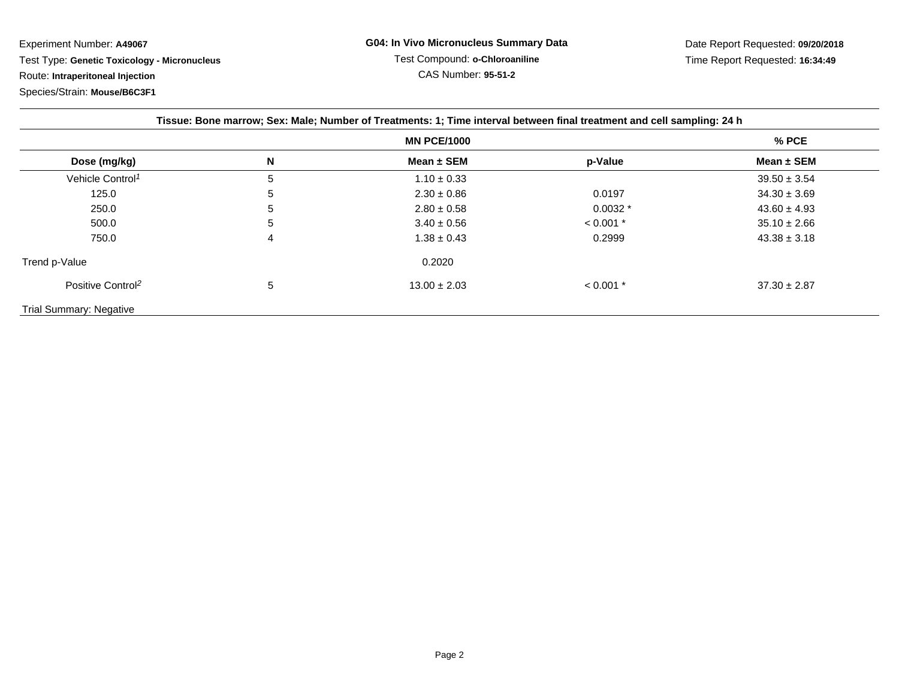Experiment Number: **A49067**

Test Type: **Genetic Toxicology - Micronucleus**

Route: **Intraperitoneal Injection**

Species/Strain: **Mouse/B6C3F1**

**G04: In Vivo Micronucleus Summary Data**

Test Compound: **o-Chloroaniline**

CAS Number: **95-51-2**

Date Report Requested: **09/20/2018**

Time Report Requested: **16:34:49**

**Tissue: Bone marrow; Sex: Male; Number of Treatments: 1; Time interval between final treatment and cell sampling: 24 h**

| | | MN PCE/1000 | | % PCE |
|---|---|---|---|---|
| **Dose (mg/kg)** | **N** | **Mean ± SEM** | **p-Value** | **Mean ± SEM** |
| Vehicle Control[1] | 5 | 1.10 ± 0.33 | | 39.50 ± 3.54 |
| 125.0 | 5 | 2.30 ± 0.86 | 0.0197 | 34.30 ± 3.69 |
| 250.0 | 5 | 2.80 ± 0.58 | 0.0032 * | 43.60 ± 4.93 |
| 500.0 | 5 | 3.40 ± 0.56 | < 0.001 * | 35.10 ± 2.66 |
| 750.0 | 4 | 1.38 ± 0.43 | 0.2999 | 43.38 ± 3.18 |
| Trend p-Value | | 0.2020 | | |
| Positive Control[2] | 5 | 13.00 ± 2.03 | < 0.001 * | 37.30 ± 2.87 |

Trial Summary: Negative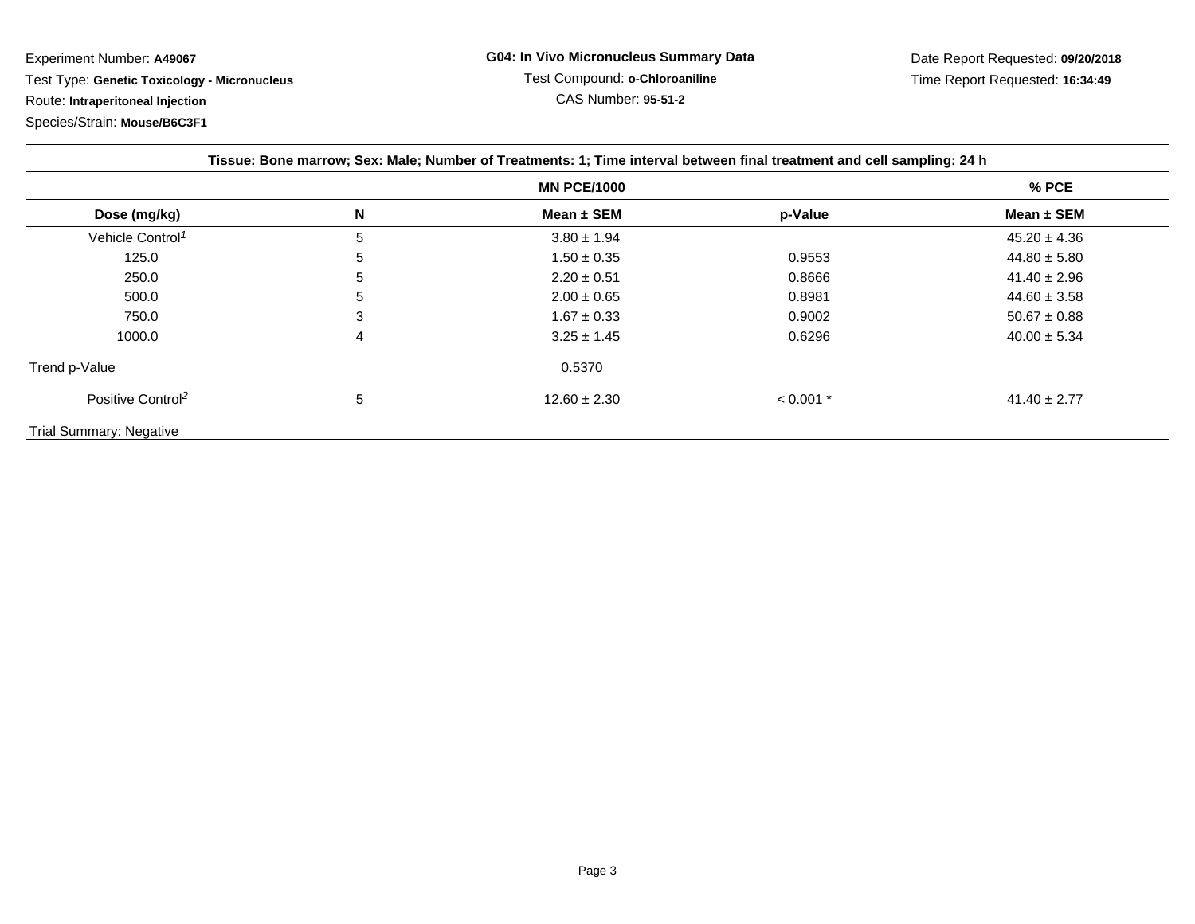Experiment Number: **A49067**

Test Type: **Genetic Toxicology - Micronucleus**

Route: **Intraperitoneal Injection**

Species/Strain: **Mouse/B6C3F1**

**G04: In Vivo Micronucleus Summary Data**

Test Compound: **o-Chloroaniline**

CAS Number: **95-51-2**

Date Report Requested: **09/20/2018**

Time Report Requested: **16:34:49**

**Tissue: Bone marrow; Sex: Male; Number of Treatments: 1; Time interval between final treatment and cell sampling: 24 h**

| | | MN PCE/1000 | | % PCE |
|---|---|---|---|---|
| **Dose (mg/kg)** | **N** | **Mean ± SEM** | **p-Value** | **Mean ± SEM** |
| Vehicle Control[1] | 5 | 3.80 ± 1.94 | | 45.20 ± 4.36 |
| 125.0 | 5 | 1.50 ± 0.35 | 0.9553 | 44.80 ± 5.80 |
| 250.0 | 5 | 2.20 ± 0.51 | 0.8666 | 41.40 ± 2.96 |
| 500.0 | 5 | 2.00 ± 0.65 | 0.8981 | 44.60 ± 3.58 |
| 750.0 | 3 | 1.67 ± 0.33 | 0.9002 | 50.67 ± 0.88 |
| 1000.0 | 4 | 3.25 ± 1.45 | 0.6296 | 40.00 ± 5.34 |
| Trend p-Value | | 0.5370 | | |
| Positive Control[2] | 5 | 12.60 ± 2.30 | < 0.001 * | 41.40 ± 2.77 |

Trial Summary: Negative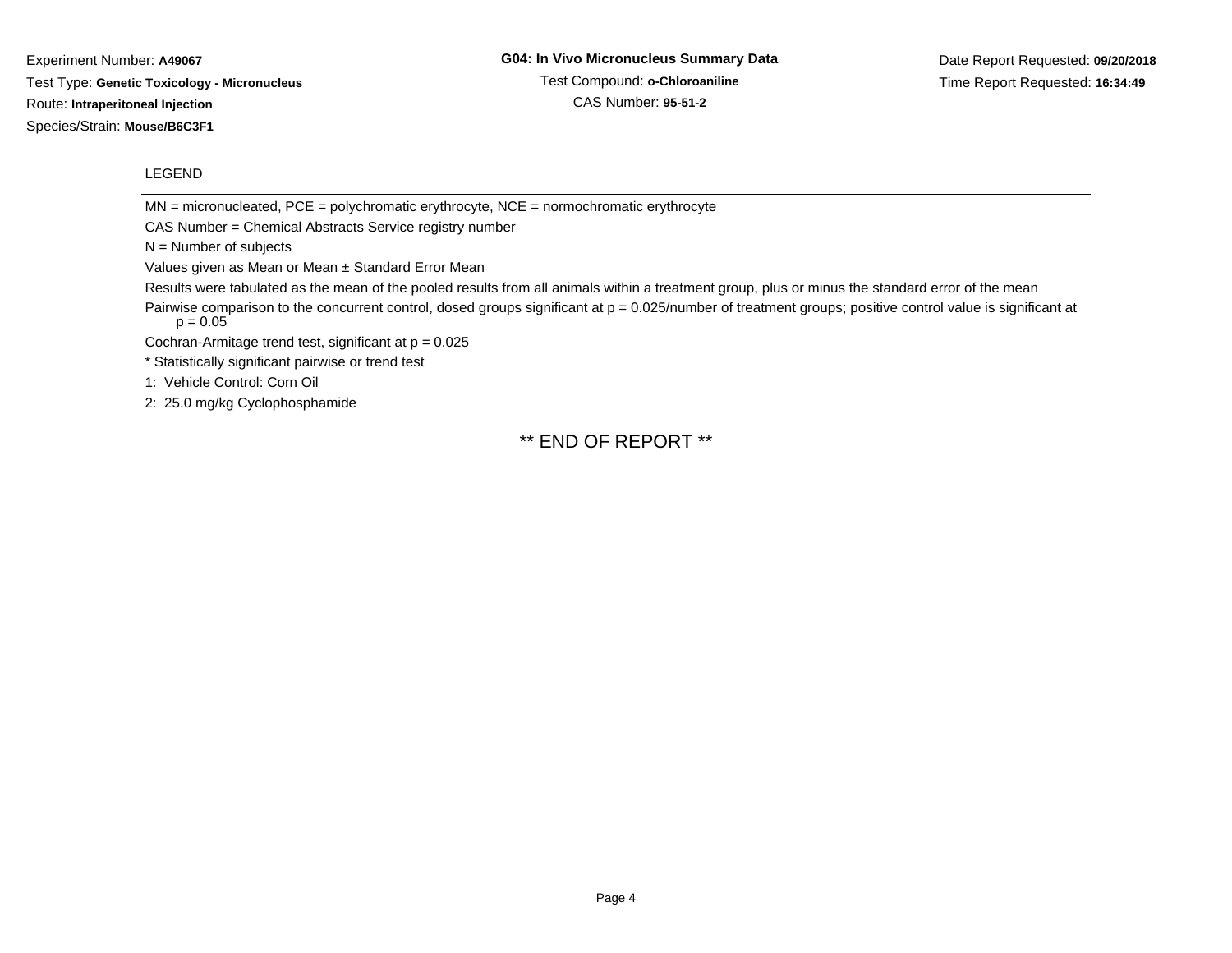Experiment Number: **A49067**

Test Type: **Genetic Toxicology - Micronucleus**

Route: **Intraperitoneal Injection**

Species/Strain: **Mouse/B6C3F1**

**G04: In Vivo Micronucleus Summary Data**

Test Compound: **o-Chloroaniline**

CAS Number: **95-51-2**

Date Report Requested: **09/20/2018**

Time Report Requested: **16:34:49**

LEGEND

MN = micronucleated, PCE = polychromatic erythrocyte, NCE = normochromatic erythrocyte

CAS Number = Chemical Abstracts Service registry number

N = Number of subjects

Values given as Mean or Mean ± Standard Error Mean

Results were tabulated as the mean of the pooled results from all animals within a treatment group, plus or minus the standard error of the mean

Pairwise comparison to the concurrent control, dosed groups significant at p = 0.025/number of treatment groups; positive control value is significant at p = 0.05

Cochran-Armitage trend test, significant at p = 0.025

* Statistically significant pairwise or trend test

1: Vehicle Control: Corn Oil

2: 25.0 mg/kg Cyclophosphamide

** END OF REPORT **